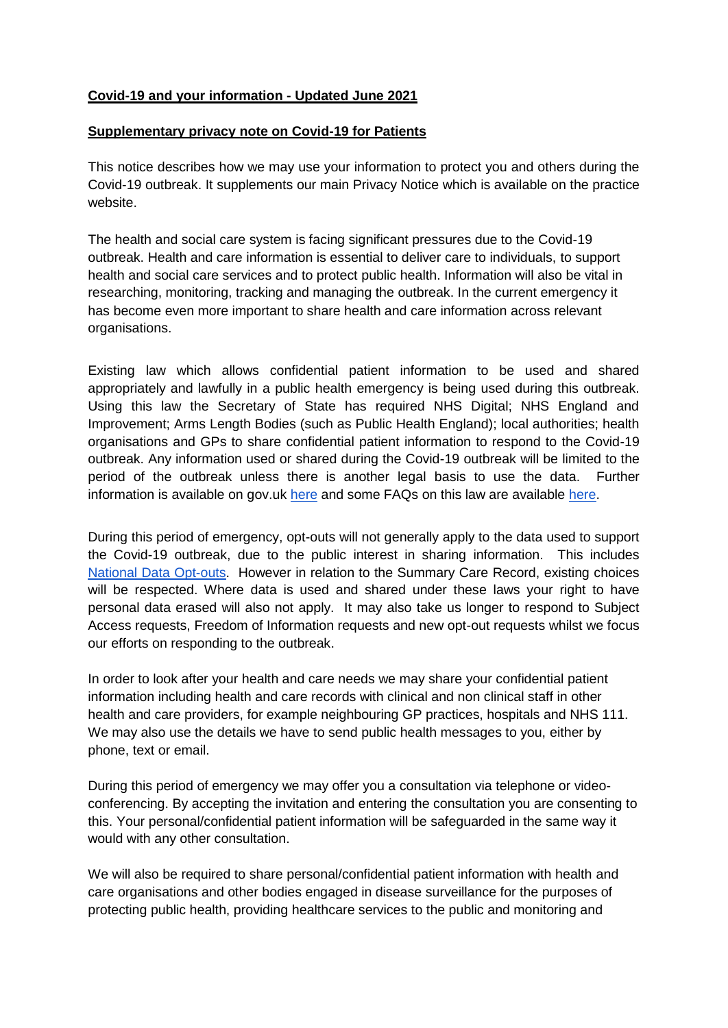**Covid-19 and your information - Updated June 2021**

**Supplementary privacy note on Covid-19 for Patients**

This notice describes how we may use your information to protect you and others during the Covid-19 outbreak. It supplements our main Privacy Notice which is available on the practice website.

The health and social care system is facing significant pressures due to the Covid-19 outbreak. Health and care information is essential to deliver care to individuals, to support health and social care services and to protect public health. Information will also be vital in researching, monitoring, tracking and managing the outbreak. In the current emergency it has become even more important to share health and care information across relevant organisations.

Existing law which allows confidential patient information to be used and shared appropriately and lawfully in a public health emergency is being used during this outbreak. Using this law the Secretary of State has required NHS Digital; NHS England and Improvement; Arms Length Bodies (such as Public Health England); local authorities; health organisations and GPs to share confidential patient information to respond to the Covid-19 outbreak. Any information used or shared during the Covid-19 outbreak will be limited to the period of the outbreak unless there is another legal basis to use the data. Further information is available on gov.uk here and some FAQs on this law are available here.

During this period of emergency, opt-outs will not generally apply to the data used to support the Covid-19 outbreak, due to the public interest in sharing information. This includes National Data Opt-outs. However in relation to the Summary Care Record, existing choices will be respected. Where data is used and shared under these laws your right to have personal data erased will also not apply. It may also take us longer to respond to Subject Access requests, Freedom of Information requests and new opt-out requests whilst we focus our efforts on responding to the outbreak.

In order to look after your health and care needs we may share your confidential patient information including health and care records with clinical and non clinical staff in other health and care providers, for example neighbouring GP practices, hospitals and NHS 111. We may also use the details we have to send public health messages to you, either by phone, text or email.

During this period of emergency we may offer you a consultation via telephone or video-conferencing. By accepting the invitation and entering the consultation you are consenting to this. Your personal/confidential patient information will be safeguarded in the same way it would with any other consultation.

We will also be required to share personal/confidential patient information with health and care organisations and other bodies engaged in disease surveillance for the purposes of protecting public health, providing healthcare services to the public and monitoring and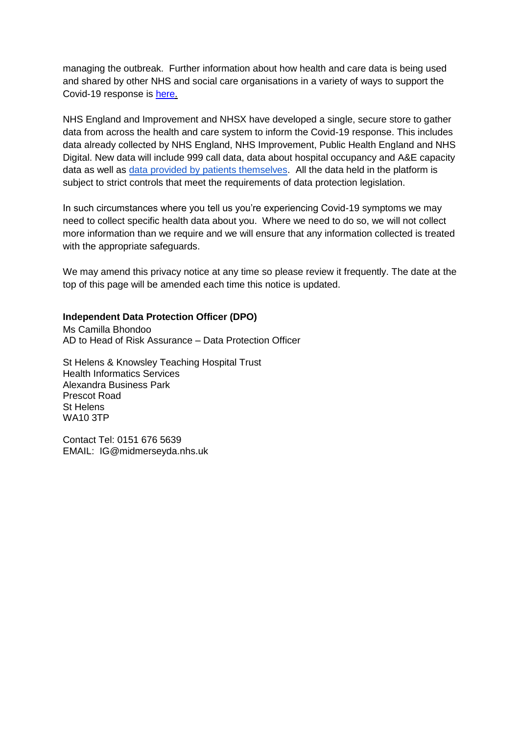managing the outbreak. Further information about how health and care data is being used and shared by other NHS and social care organisations in a variety of ways to support the Covid-19 response is here.

NHS England and Improvement and NHSX have developed a single, secure store to gather data from across the health and care system to inform the Covid-19 response. This includes data already collected by NHS England, NHS Improvement, Public Health England and NHS Digital. New data will include 999 call data, data about hospital occupancy and A&E capacity data as well as data provided by patients themselves. All the data held in the platform is subject to strict controls that meet the requirements of data protection legislation.

In such circumstances where you tell us you're experiencing Covid-19 symptoms we may need to collect specific health data about you. Where we need to do so, we will not collect more information than we require and we will ensure that any information collected is treated with the appropriate safeguards.

We may amend this privacy notice at any time so please review it frequently. The date at the top of this page will be amended each time this notice is updated.

**Independent Data Protection Officer (DPO)**
Ms Camilla Bhondoo
AD to Head of Risk Assurance – Data Protection Officer

St Helens & Knowsley Teaching Hospital Trust
Health Informatics Services
Alexandra Business Park
Prescot Road
St Helens
WA10 3TP

Contact Tel: 0151 676 5639
EMAIL: IG@midmerseyda.nhs.uk